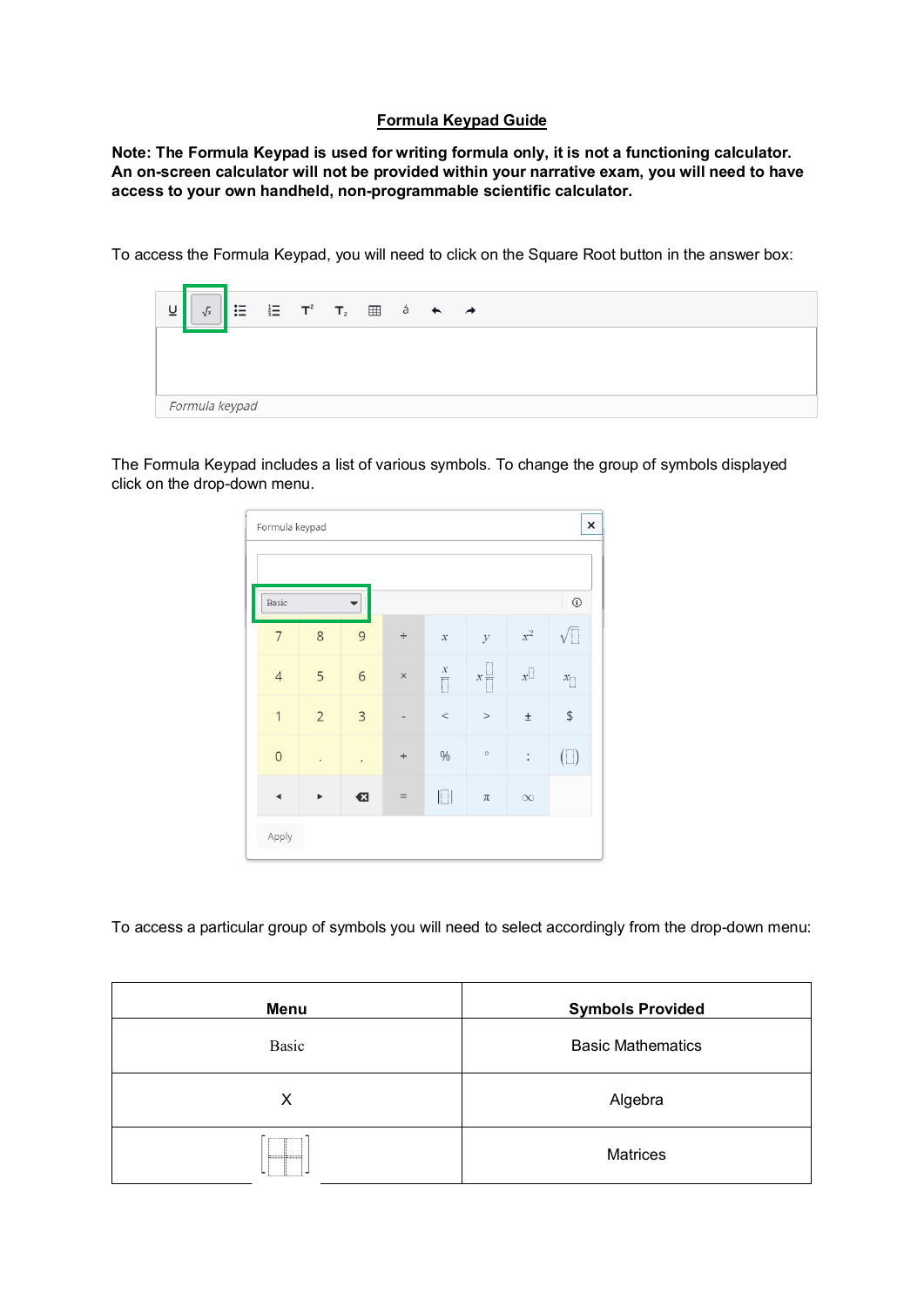# Formula Keypad Guide

**Note: The Formula Keypad is used for writing formula only, it is not a functioning calculator. An on-screen calculator will not be provided within your narrative exam, you will need to have access to your own handheld, non-programmable scientific calculator.**

To access the Formula Keypad, you will need to click on the Square Root button in the answer box:

The Formula Keypad includes a list of various symbols. To change the group of symbols displayed click on the drop-down menu.

To access a particular group of symbols you will need to select accordingly from the drop-down menu:

| Menu | Symbols Provided |
| --- | --- |
| Basic | Basic Mathematics |
| X | Algebra |
| [matrix icon] | Matrices |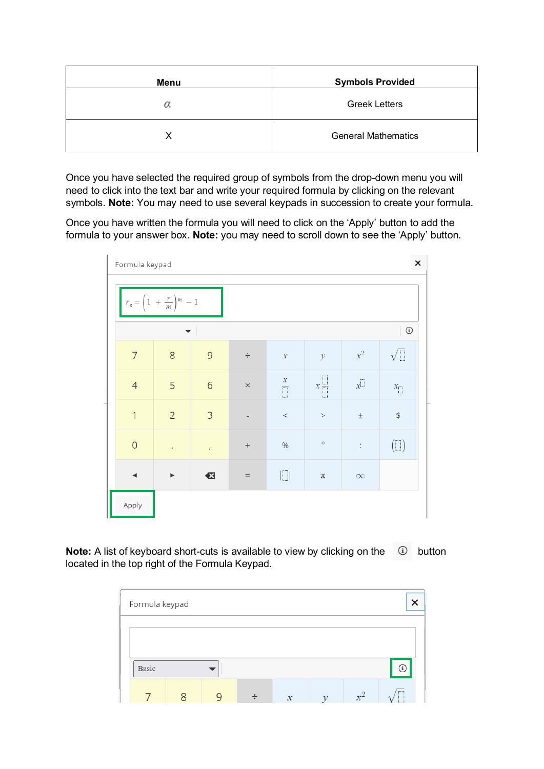| Menu | Symbols Provided |
| --- | --- |
| $\alpha$ | Greek Letters |
| X | General Mathematics |

Once you have selected the required group of symbols from the drop-down menu you will need to click into the text bar and write your required formula by clicking on the relevant symbols. **Note:** You may need to use several keypads in succession to create your formula.

Once you have written the formula you will need to click on the 'Apply' button to add the formula to your answer box. **Note:** you may need to scroll down to see the 'Apply' button.

**Note:** A list of keyboard short-cuts is available to view by clicking on the ⓘ button located in the top right of the Formula Keypad.